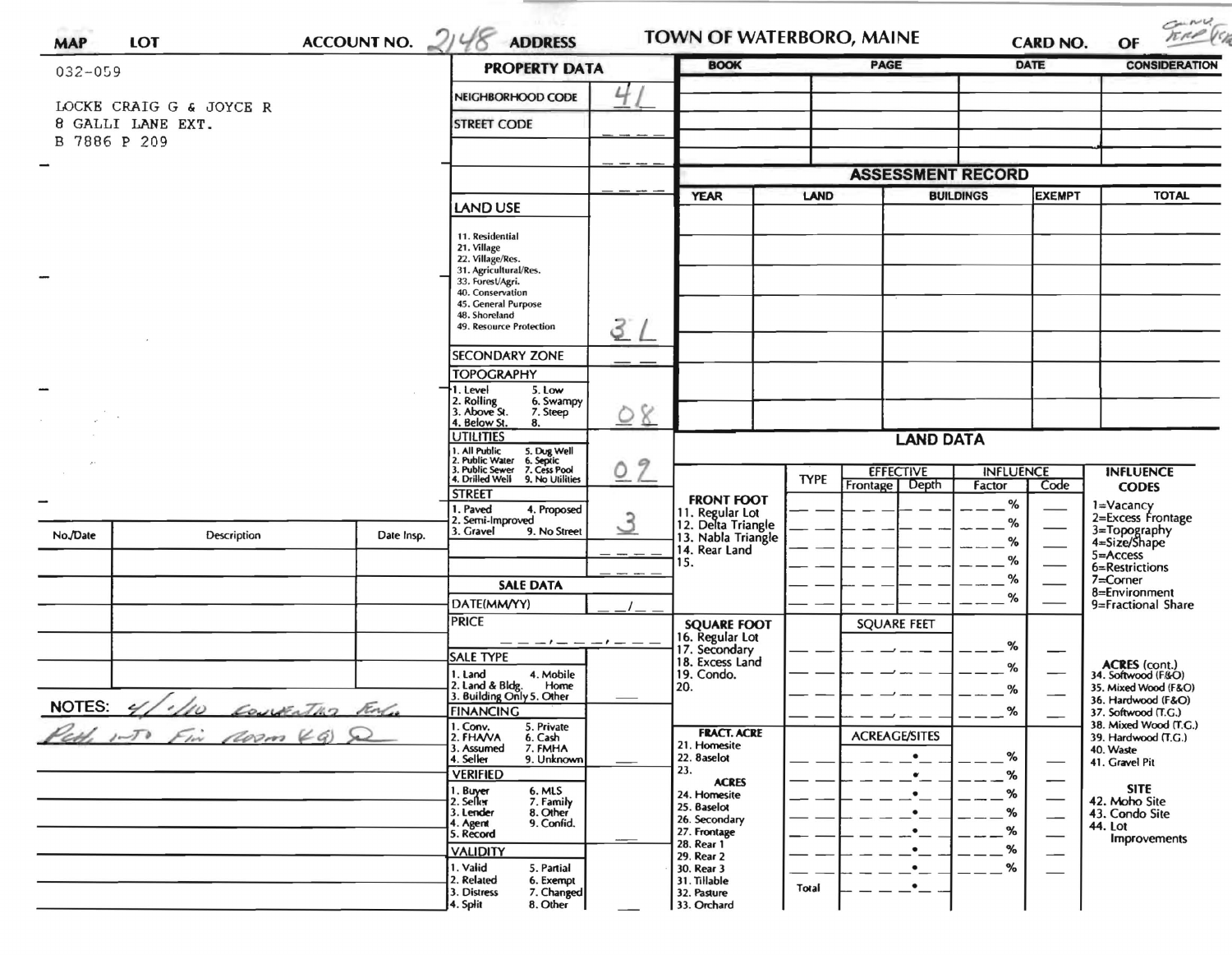MAP | LOT | ACCOUNT NO. 2148 | ADDRESS | TOWN OF WATERBORO, MAINE | CARD NO. | OF

032-059

LOCKE CRAIG G & JOYCE R
8 GALLI LANE EXT.
B 7886 P 209

## PROPERTY DATA

| Field | Value |
|---|---|
| NEIGHBORHOOD CODE | 41 |
| STREET CODE | |
| LAND USE: 11. Residential, 21. Village, 22. Village/Res., 31. Agricultural/Res., 33. Forest/Agri., 40. Conservation, 45. General Purpose, 48. Shoreland, 49. Resource Protection | 3 L |
| SECONDARY ZONE | |
| TOPOGRAPHY: 1. Level, 2. Rolling, 3. Above St., 4. Below St., 5. Low, 6. Swampy, 7. Steep, 8. | 08 |
| UTILITIES: 1. All Public, 2. Public Water, 3. Public Sewer, 4. Drilled Well, 5. Dug Well, 6. Septic, 7. Cess Pool, 9. No Utilities | 02 |
| STREET: 1. Paved, 2. Semi-Improved, 3. Gravel, 4. Proposed, 9. No Street | 3 |

## SALE DATA

| Field | Value |
|---|---|
| DATE(MM/YY) | |
| PRICE | |
| SALE TYPE: 1. Land, 2. Land & Bldg., 3. Building Only, 4. Mobile Home, 5. Other | |
| FINANCING: 1. Conv., 2. FHA/VA, 3. Assumed, 4. Seller, 5. Private, 6. Cash, 7. FMHA, 9. Unknown | |
| VERIFIED: 1. Buyer, 2. Seller, 3. Lender, 4. Agent, 5. Record, 6. MLS, 7. Family, 8. Other, 9. Confid. | |
| VALIDITY: 1. Valid, 2. Related, 3. Distress, 4. Split, 5. Partial, 6. Exempt, 7. Changed, 8. Other | |

| BOOK | PAGE | DATE | CONSIDERATION |
|---|---|---|---|
| | | | |

## ASSESSMENT RECORD

| YEAR | LAND | BUILDINGS | EXEMPT | TOTAL |
|---|---|---|---|---|
| | | | | |

## LAND DATA

| | TYPE | EFFECTIVE Frontage | EFFECTIVE Depth | INFLUENCE Factor | INFLUENCE Code |
|---|---|---|---|---|---|
| FRONT FOOT: 11. Regular Lot, 12. Delta Triangle, 13. Nabla Triangle, 14. Rear Land, 15. | | | | % | |
| SQUARE FOOT: 16. Regular Lot, 17. Secondary, 18. Excess Land, 19. Condo., 20. | | SQUARE FEET | | % | |
| FRACT. ACRE: 21. Homesite, 22. Baselot, 23. ACRES: 24. Homesite, 25. Baselot, 26. Secondary, 27. Frontage, 28. Rear 1, 29. Rear 2, 30. Rear 3, 31. Tillable, 32. Pasture, 33. Orchard | Total | ACREAGE/SITES | | % | |

**INFLUENCE CODES**
1=Vacancy
2=Excess Frontage
3=Topography
4=Size/Shape
5=Access
6=Restrictions
7=Corner
8=Environment
9=Fractional Share

**ACRES (cont.)**
34. Softwood (F&O)
35. Mixed Wood (F&O)
36. Hardwood (F&O)
37. Softwood (T.G.)
38. Mixed Wood (T.G.)
39. Hardwood (T.G.)
40. Waste
41. Gravel Pit

**SITE**
42. Moho Site
43. Condo Site
44. Lot Improvements

| No./Date | Description | Date Insp. |
|---|---|---|
| | | |

NOTES: 4/-/10 converted ... Pell into Fin room (?)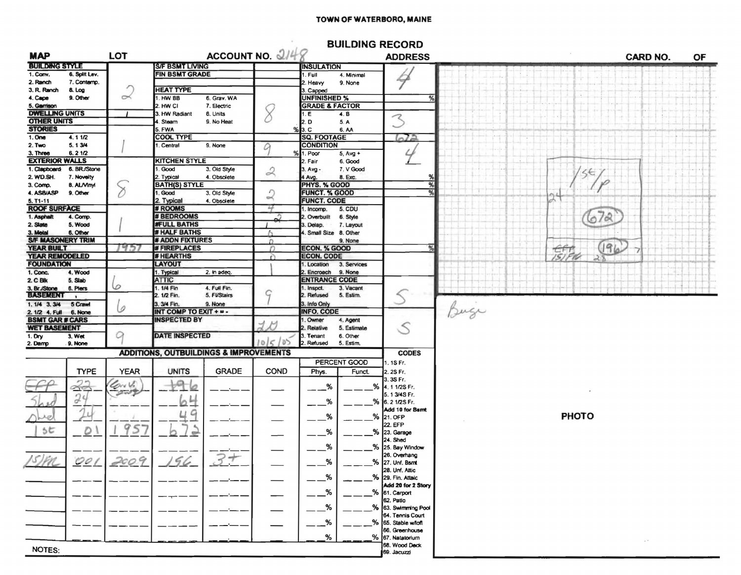# TOWN OF WATERBORO, MAINE

## BUILDING RECORD

MAP | LOT | ACCOUNT NO. 2148 | ADDRESS | CARD NO. | OF

| Field | Value |
|---|---|
| **BUILDING STYLE** (1. Conv. 2. Ranch 3. R. Ranch 4. Cape 5. Garrison 6. Split Lev. 7. Contemp. 8. Log 9. Other) | 2 |
| **DWELLING UNITS** | 1 |
| **OTHER UNITS** | |
| **STORIES** (1. One 2. Two 3. Three 4. 1 1/2 5. 1 3/4 6. 2 1/2) | 1 |
| **EXTERIOR WALLS** (1. Clapboard 2. WD.SH. 3. Comp. 4. ASB/ASP 5. T1-11 6. BR./Stone 7. Novelty 8. AL/Vinyl 9. Other) | 8 |
| **ROOF SURFACE** (1. Asphalt 2. Slate 3. Metal 4. Comp. 5. Wood 6. Other) | 1 |
| **S/F MASONERY TRIM** | |
| **YEAR BUILT** | 1957 |
| **YEAR REMODELED** | |
| **FOUNDATION** (1. Conc. 2. C Blk 3. Br./Stone 4. Wood 5. Slab 6. Piers) | 6 |
| **BASEMENT** (1. 1/4 2. 1/2 3. 3/4 4. Full 5 Crawl 6. None) | 6 |
| **BSMT GAR # CARS** | |
| **WET BASEMENT** (1. Dry 2. Damp 3. Wet 9. None) | 9 |

| Field | Value |
|---|---|
| **S/F BSMT LIVING** | |
| **FIN BSMT GRADE** | |
| **HEAT TYPE** (1. HW BB 2. HW CI 3. HW Radiant 4. Steam 5. FWA 6. Grav. WA 7. Electric 8. Units 9. No Heat) | 8 |
| **COOL TYPE** (1. Central 9. None) | 9 |
| **KITCHEN STYLE** (1. Good 2. Typical 3. Old Style 4. Obsolete) | 2 |
| **BATH(S) STYLE** (1. Good 2. Typical 3. Old Style 4. Obsolete) | 2 |
| **# ROOMS** | 4 |
| **# BEDROOMS** | 2 |
| **#FULL BATHS** | 1 |
| **# HALF BATHS** | 0 |
| **# ADDN FIXTURES** | 0 |
| **# FIREPLACES** | 0 |
| **# HEARTHS** | 0 |
| **LAYOUT** (1. Typical 2. In adeq.) | 1 |
| **ATTIC** (1. 1/4 Fin 2. 1/2 Fin. 3. 3/4 Fin. 4. Full Fin. 5. Fl/Stairs 9. None) | 9 |
| **INT COMP TO EXIT + = -** | |
| **INSPECTED BY** | ZD |
| **DATE INSPECTED** | 10/5/05 |

| Field | Value |
|---|---|
| **INSULATION** (1. Full 2. Heavy 3. Capped 4. Minimal 9. None) | 4 |
| **UNFINISHED %** | % |
| **GRADE & FACTOR** (1. E 2. D 3. C 4. B 5. A 6. AA) | 3 % |
| **SQ. FOOTAGE** | 672 |
| **CONDITION** (1. Poor 2. Fair 3. Avg - 4. Avg. 5. Avg + 6. Good 7. V Good 8. Exc.) | 4 % |
| **PHYS. % GOOD** | % |
| **FUNCT. % GOOD** | % |
| **FUNCT. CODE** (1. Incomp. 2. Overbuilt 3. Delap. 4. Small Size 5. CDU 6. Style 7. Layout 8. Other 9. None) | |
| **ECON. % GOOD** | % |
| **ECON. CODE** (1. Location 2. Encroach 3. Services 9. None) | |
| **ENTRANCE CODE** (1. Inspct. 2. Refused 3. Info Only 3. Vacant 5. Estim.) | 5 |
| **INFO. CODE** (1. Owner 2. Relative 3. Tenant 2. Refused 4. Agent 5. Estimate 6. Other 5. Estim.) | 5 |

Sketch: 1st/P 24 (672); EFP 15/FL 28 (196) 7

Burge

## ADDITIONS, OUTBUILDINGS & IMPROVEMENTS

| | TYPE | YEAR | UNITS | GRADE | COND | PERCENT GOOD Phys. | Funct. |
|---|---|---|---|---|---|---|---|
| EFP | 22 | (Conv.) | 196 | | | % | % |
| Shed | 24 | | 64 | | | % | % |
| Shed | 24 | | 49 | | | % | % |
| 1st | 01 | 1957 | 672 | | | % | % |
| | | | | | | % | % |
| 15/FL | 001 | 2009 | 196 | 3+ | | % | % |
| | | | | | | % | % |
| | | | | | | % | % |
| | | | | | | % | % |
| | | | | | | % | % |
| | | | | | | % | % |

**CODES**
1. 1S Fr.
2. 2S Fr.
3. 3S Fr.
4. 1 1/2S Fr.
5. 1 3/4S Fr.
6. 2 1/2S Fr.
Add 10 for Bsmt
21. OFP
22. EFP
23. Garage
24. Shed
25. Bay Window
26. Overhang
27. Unf. Bsmt
28. Unf. Attic
29. Fin. Attaic
Add 20 for 2 Story
61. Carport
62. Patio
63. Swimming Pool
64. Tennis Court
65. Stable w/loft
66. Greenhouse
67. Natatorium
68. Wood Deck
69. Jacuzzi

PHOTO

NOTES: